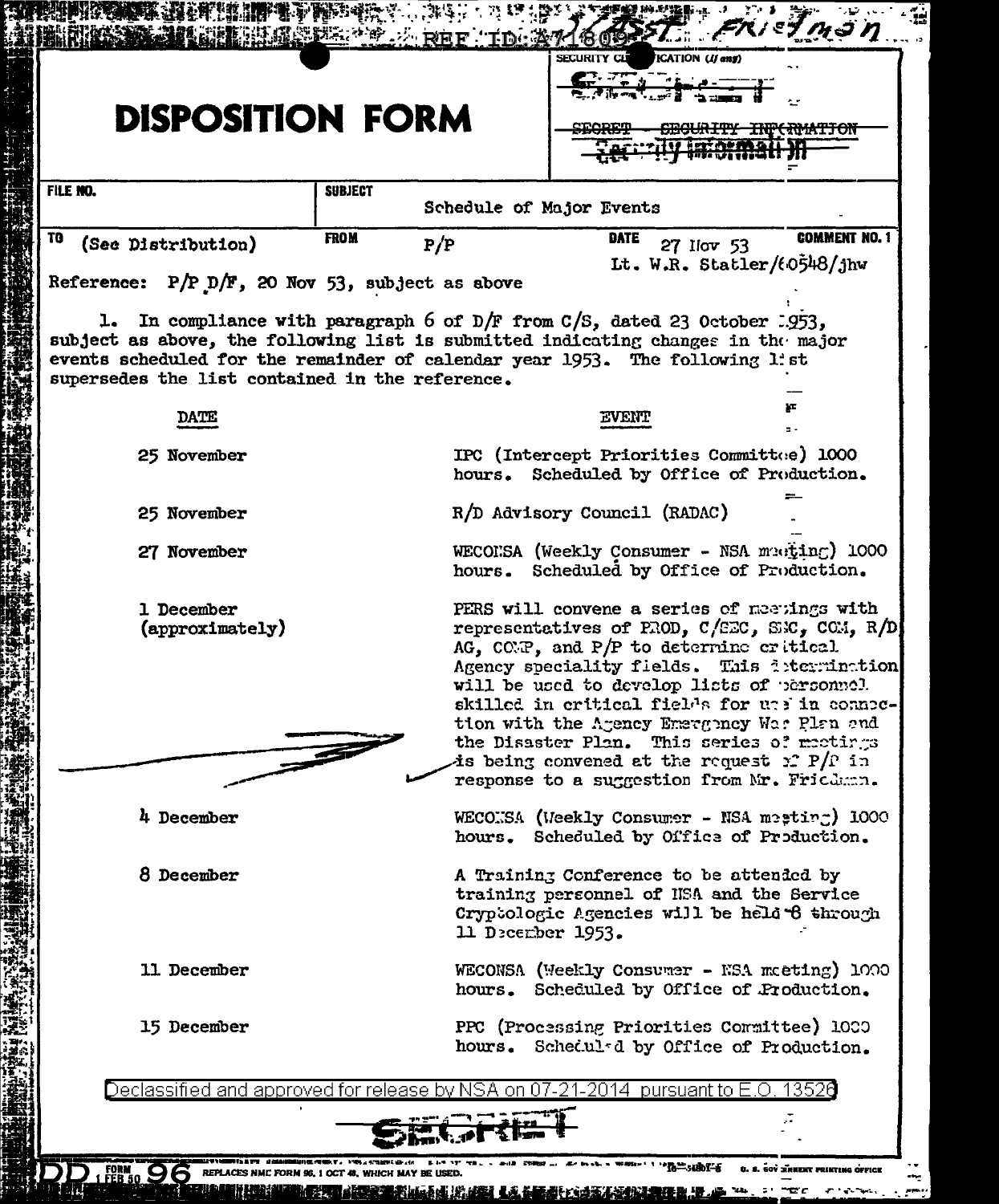REF ID:A71809 Asst. Friedman

SECURITY CLASSIFICATION (If any)

SECRET - SECURITY INFORMATION

Security Information

# DISPOSITION FORM

| FILE NO. | SUBJECT | |
|---|---|---|
| | Schedule of Major Events | |
| TO (See Distribution) | FROM P/P | DATE 27 Nov 53 COMMENT NO. 1 |
| | | Lt. W.R. Statler/60548/jhw |

Reference: P/P D/F, 20 Nov 53, subject as above

1. In compliance with paragraph 6 of D/F from C/S, dated 23 October 1953, subject as above, the following list is submitted indicating changes in the major events scheduled for the remainder of calendar year 1953. The following list supersedes the list contained in the reference.

| DATE | EVENT |
|---|---|
| 25 November | IPC (Intercept Priorities Committee) 1000 hours. Scheduled by Office of Production. |
| 25 November | R/D Advisory Council (RADAC) |
| 27 November | WECONSA (Weekly Consumer - NSA meeting) 1000 hours. Scheduled by Office of Production. |
| 1 December (approximately) | PERS will convene a series of meetings with representatives of PROD, C/SEC, SEC, COM, R/D AG, COMP, and P/P to determine critical Agency speciality fields. This determination will be used to develop lists of personnel skilled in critical fields for use in connection with the Agency Emergency War Plan and the Disaster Plan. This series of meetings is being convened at the request of P/P in response to a suggestion from Mr. Friedman. |
| 4 December | WECONSA (Weekly Consumer - NSA meeting) 1000 hours. Scheduled by Office of Production. |
| 8 December | A Training Conference to be attended by training personnel of NSA and the Service Cryptologic Agencies will be held 8 through 11 December 1953. |
| 11 December | WECONSA (Weekly Consumer - NSA meeting) 1000 hours. Scheduled by Office of Production. |
| 15 December | PPC (Processing Priorities Committee) 1000 hours. Scheduled by Office of Production. |

Declassified and approved for release by NSA on 07-21-2014 pursuant to E.O. 13526

SECRET

DD FORM 1 FEB 50 96 REPLACES NMC FORM 96, 1 OCT 48, WHICH MAY BE USED.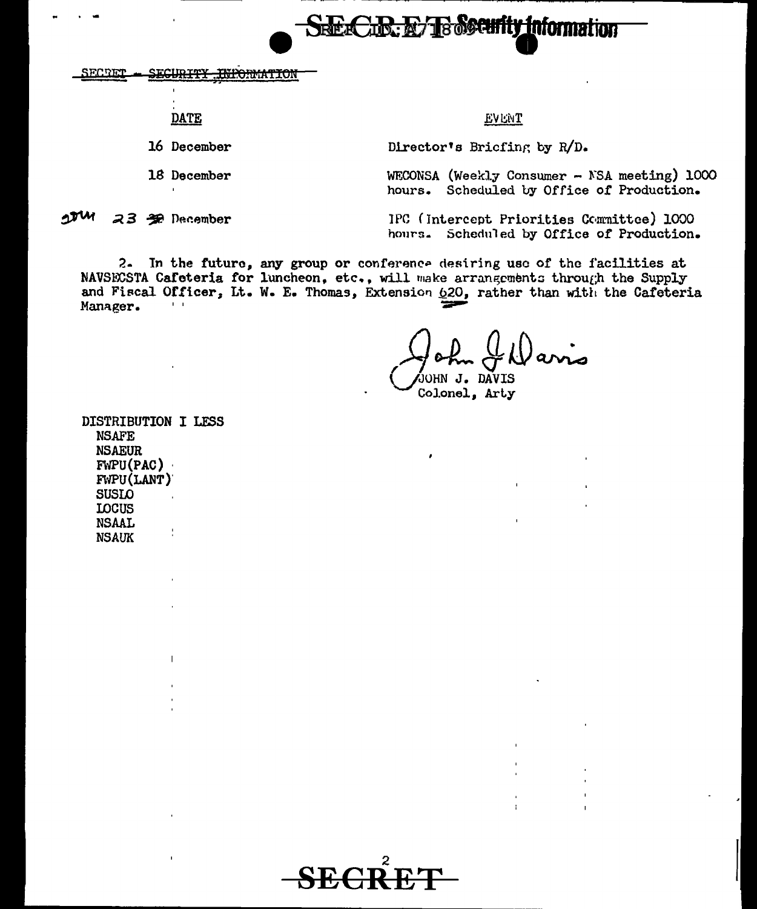SECRET - SECURITY INFORMATION

| DATE | EVENT |
| --- | --- |
| 16 December | Director's Briefing by R/D. |
| 18 December | WECONSA (Weekly Consumer - NSA meeting) 1000 hours. Scheduled by Office of Production. |
| 23 December | IPC (Intercept Priorities Committee) 1000 hours. Scheduled by Office of Production. |

2. In the future, any group or conference desiring use of the facilities at NAVSECSTA Cafeteria for luncheon, etc., will make arrangements through the Supply and Fiscal Officer, Lt. W. E. Thomas, Extension 620, rather than with the Cafeteria Manager.

John J. Davis
JOHN J. DAVIS
Colonel, Arty

DISTRIBUTION I LESS
NSAFE
NSAEUR
FWPU(PAC)
FWPU(LANT)
SUSLO
LOCUS
NSAAL
NSAUK

SECRET